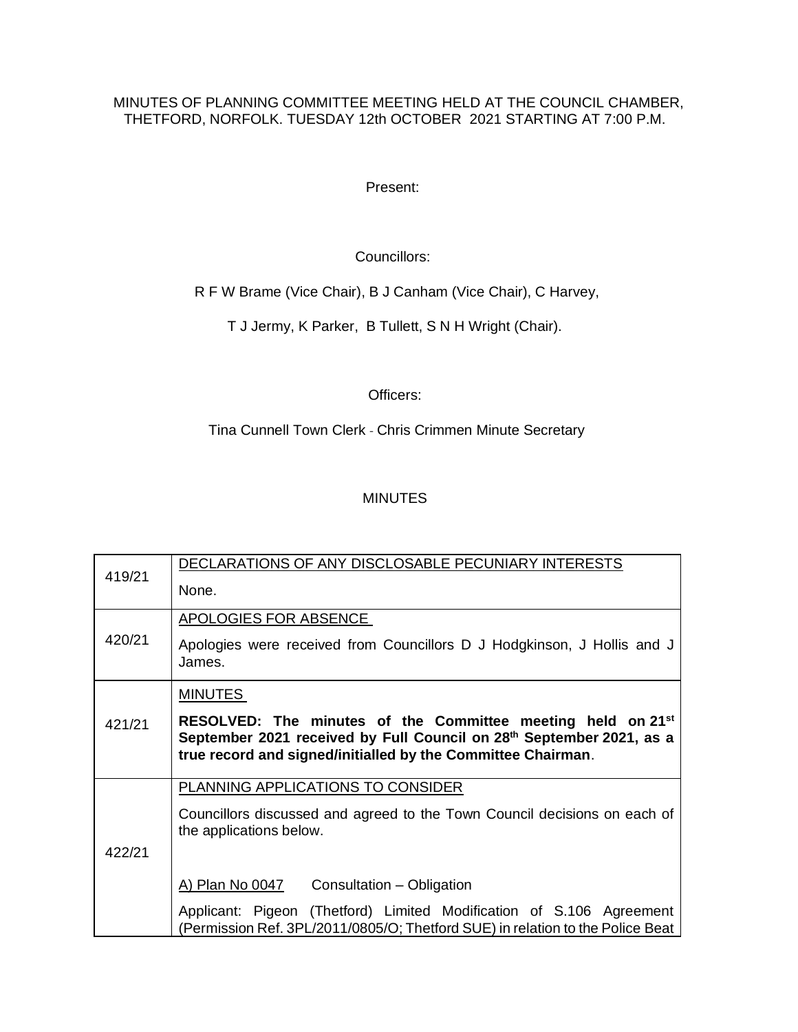MINUTES OF PLANNING COMMITTEE MEETING HELD AT THE COUNCIL CHAMBER, THETFORD, NORFOLK. TUESDAY 12th OCTOBER 2021 STARTING AT 7:00 P.M.

Present:

Councillors:

R F W Brame (Vice Chair), B J Canham (Vice Chair), C Harvey,

T J Jermy, K Parker, B Tullett, S N H Wright (Chair).

Officers:

Tina Cunnell Town Clerk - Chris Crimmen Minute Secretary

MINUTES

| | |
|---|---|
| 419/21 | DECLARATIONS OF ANY DISCLOSABLE PECUNIARY INTERESTS<br><br>None. |
| 420/21 | APOLOGIES FOR ABSENCE<br><br>Apologies were received from Councillors D J Hodgkinson, J Hollis and J James. |
| 421/21 | MINUTES<br><br>**RESOLVED: The minutes of the Committee meeting held on 21st September 2021 received by Full Council on 28th September 2021, as a true record and signed/initialled by the Committee Chairman**. |
| 422/21 | PLANNING APPLICATIONS TO CONSIDER<br><br>Councillors discussed and agreed to the Town Council decisions on each of the applications below.<br><br>A) Plan No 0047 Consultation – Obligation<br><br>Applicant: Pigeon (Thetford) Limited Modification of S.106 Agreement (Permission Ref. 3PL/2011/0805/O; Thetford SUE) in relation to the Police Beat |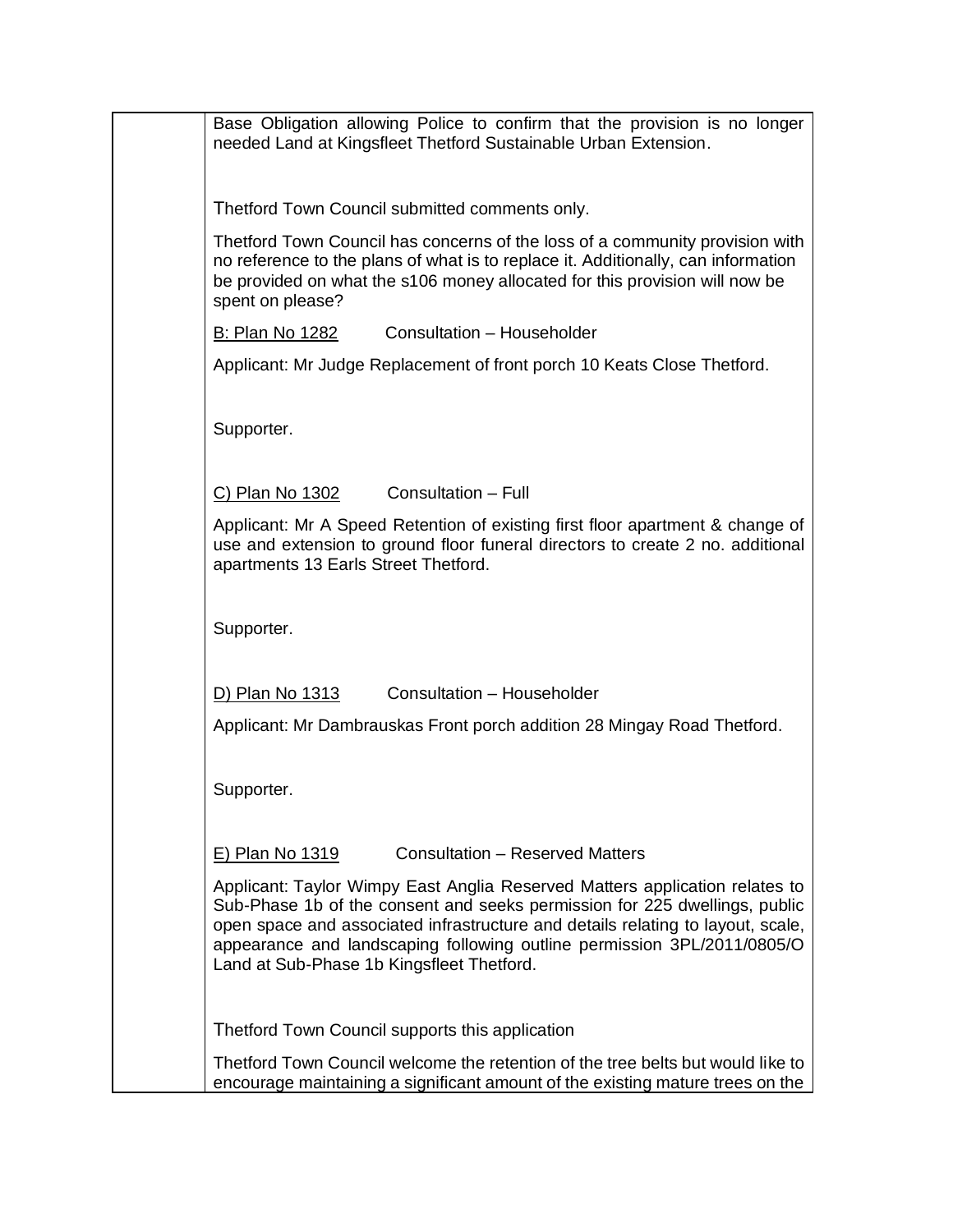Base Obligation allowing Police to confirm that the provision is no longer needed Land at Kingsfleet Thetford Sustainable Urban Extension.

Thetford Town Council submitted comments only.

Thetford Town Council has concerns of the loss of a community provision with no reference to the plans of what is to replace it. Additionally, can information be provided on what the s106 money allocated for this provision will now be spent on please?

B: Plan No 1282 Consultation – Householder

Applicant: Mr Judge Replacement of front porch 10 Keats Close Thetford.

Supporter.

C) Plan No 1302 Consultation – Full

Applicant: Mr A Speed Retention of existing first floor apartment & change of use and extension to ground floor funeral directors to create 2 no. additional apartments 13 Earls Street Thetford.

Supporter.

D) Plan No 1313 Consultation – Householder

Applicant: Mr Dambrauskas Front porch addition 28 Mingay Road Thetford.

Supporter.

E) Plan No 1319 Consultation – Reserved Matters

Applicant: Taylor Wimpy East Anglia Reserved Matters application relates to Sub-Phase 1b of the consent and seeks permission for 225 dwellings, public open space and associated infrastructure and details relating to layout, scale, appearance and landscaping following outline permission 3PL/2011/0805/O Land at Sub-Phase 1b Kingsfleet Thetford.

Thetford Town Council supports this application

Thetford Town Council welcome the retention of the tree belts but would like to encourage maintaining a significant amount of the existing mature trees on the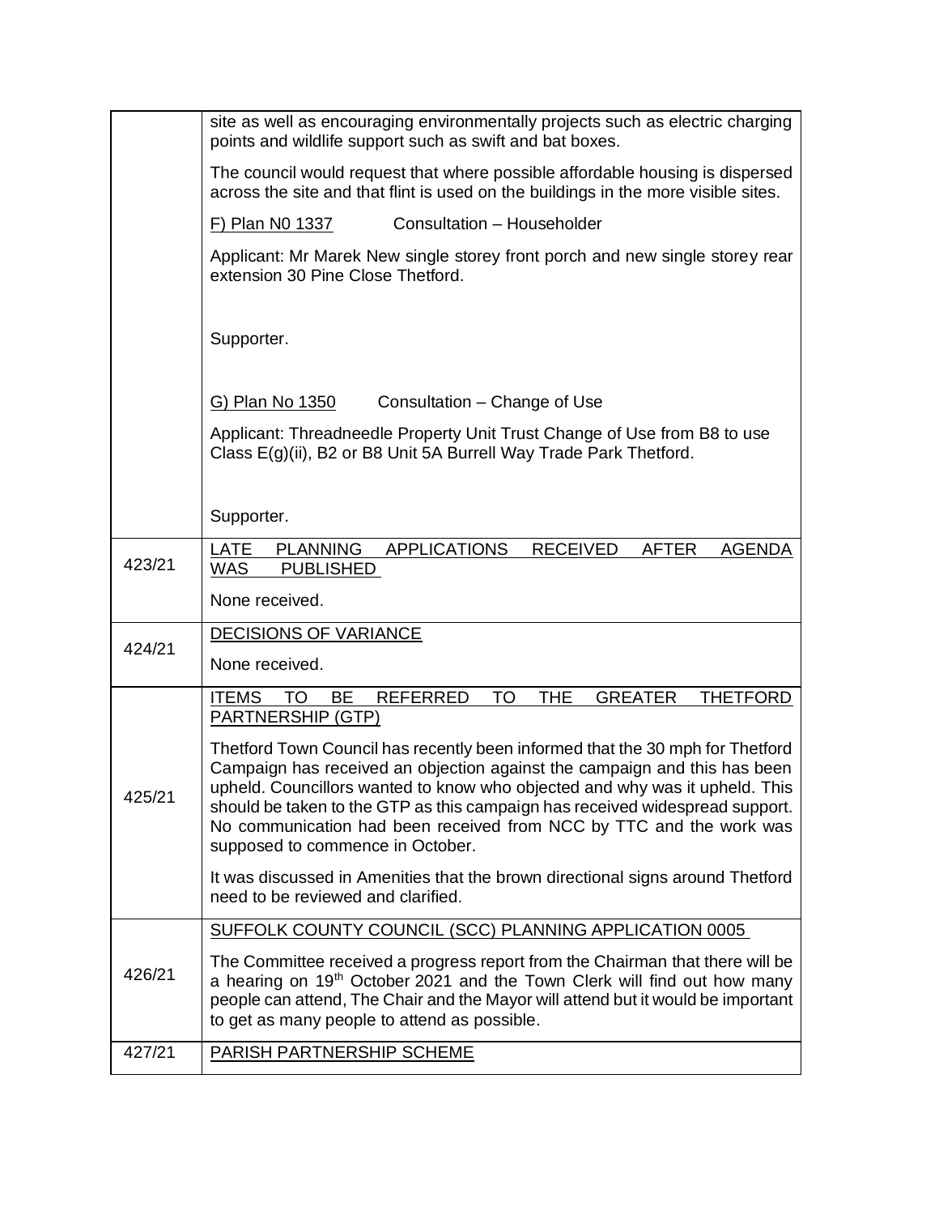| | |
|---|---|
| | site as well as encouraging environmentally projects such as electric charging points and wildlife support such as swift and bat boxes.<br><br>The council would request that where possible affordable housing is dispersed across the site and that flint is used on the buildings in the more visible sites.<br><br><u>F) Plan N0 1337</u> Consultation – Householder<br><br>Applicant: Mr Marek New single storey front porch and new single storey rear extension 30 Pine Close Thetford.<br><br>Supporter.<br><br><u>G) Plan No 1350</u> Consultation – Change of Use<br><br>Applicant: Threadneedle Property Unit Trust Change of Use from B8 to use Class E(g)(ii), B2 or B8 Unit 5A Burrell Way Trade Park Thetford.<br><br>Supporter. |
| 423/21 | <u>LATE PLANNING APPLICATIONS RECEIVED AFTER AGENDA WAS PUBLISHED</u><br><br>None received. |
| 424/21 | <u>DECISIONS OF VARIANCE</u><br><br>None received. |
| 425/21 | <u>ITEMS TO BE REFERRED TO THE GREATER THETFORD PARTNERSHIP (GTP)</u><br><br>Thetford Town Council has recently been informed that the 30 mph for Thetford Campaign has received an objection against the campaign and this has been upheld. Councillors wanted to know who objected and why was it upheld. This should be taken to the GTP as this campaign has received widespread support. No communication had been received from NCC by TTC and the work was supposed to commence in October.<br><br>It was discussed in Amenities that the brown directional signs around Thetford need to be reviewed and clarified. |
| 426/21 | <u>SUFFOLK COUNTY COUNCIL (SCC) PLANNING APPLICATION 0005</u><br><br>The Committee received a progress report from the Chairman that there will be a hearing on 19th October 2021 and the Town Clerk will find out how many people can attend, The Chair and the Mayor will attend but it would be important to get as many people to attend as possible. |
| 427/21 | <u>PARISH PARTNERSHIP SCHEME</u> |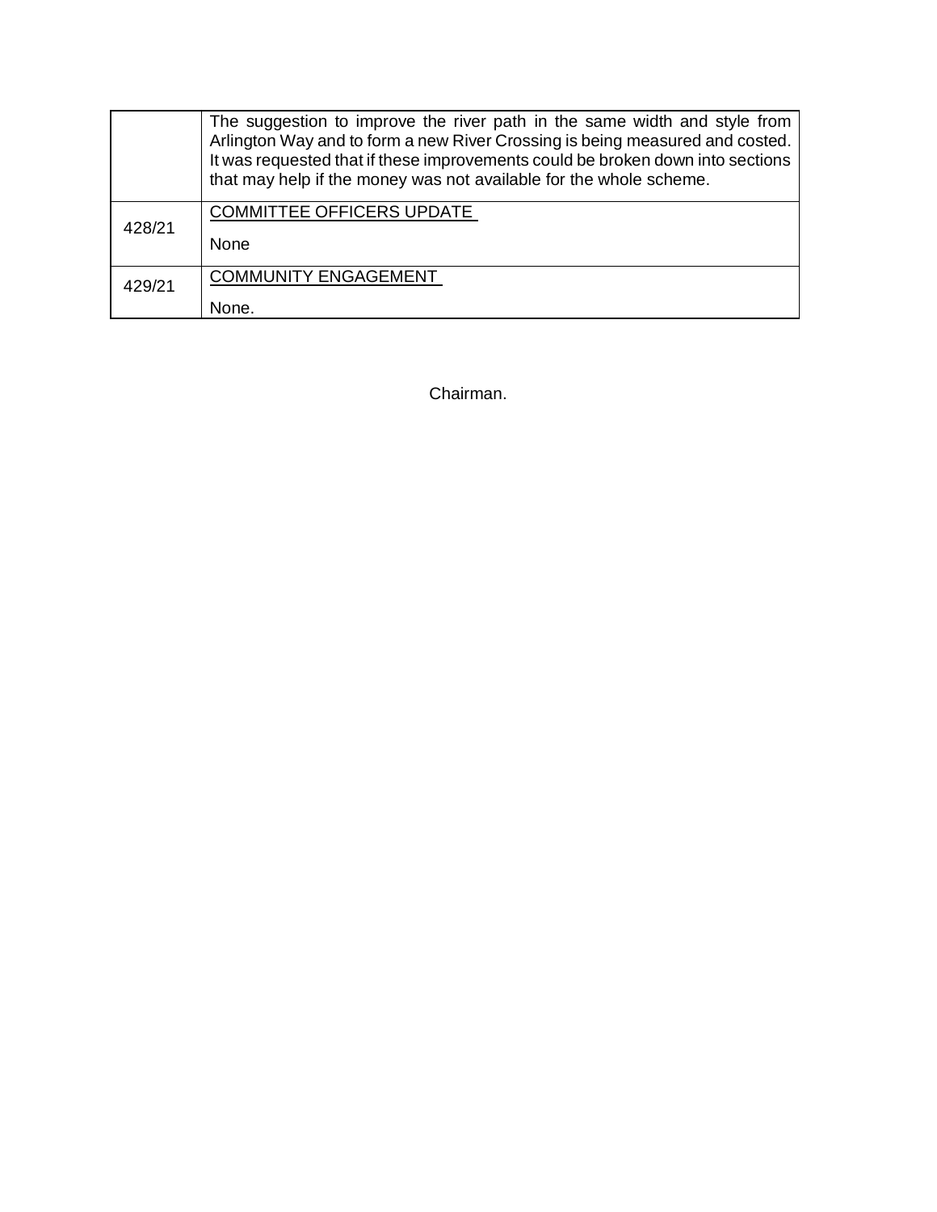| | |
|---|---|
| | The suggestion to improve the river path in the same width and style from Arlington Way and to form a new River Crossing is being measured and costed. It was requested that if these improvements could be broken down into sections that may help if the money was not available for the whole scheme. |
| 428/21 | <u>COMMITTEE OFFICERS UPDATE</u><br><br>None |
| 429/21 | <u>COMMUNITY ENGAGEMENT</u><br><br>None. |

Chairman.